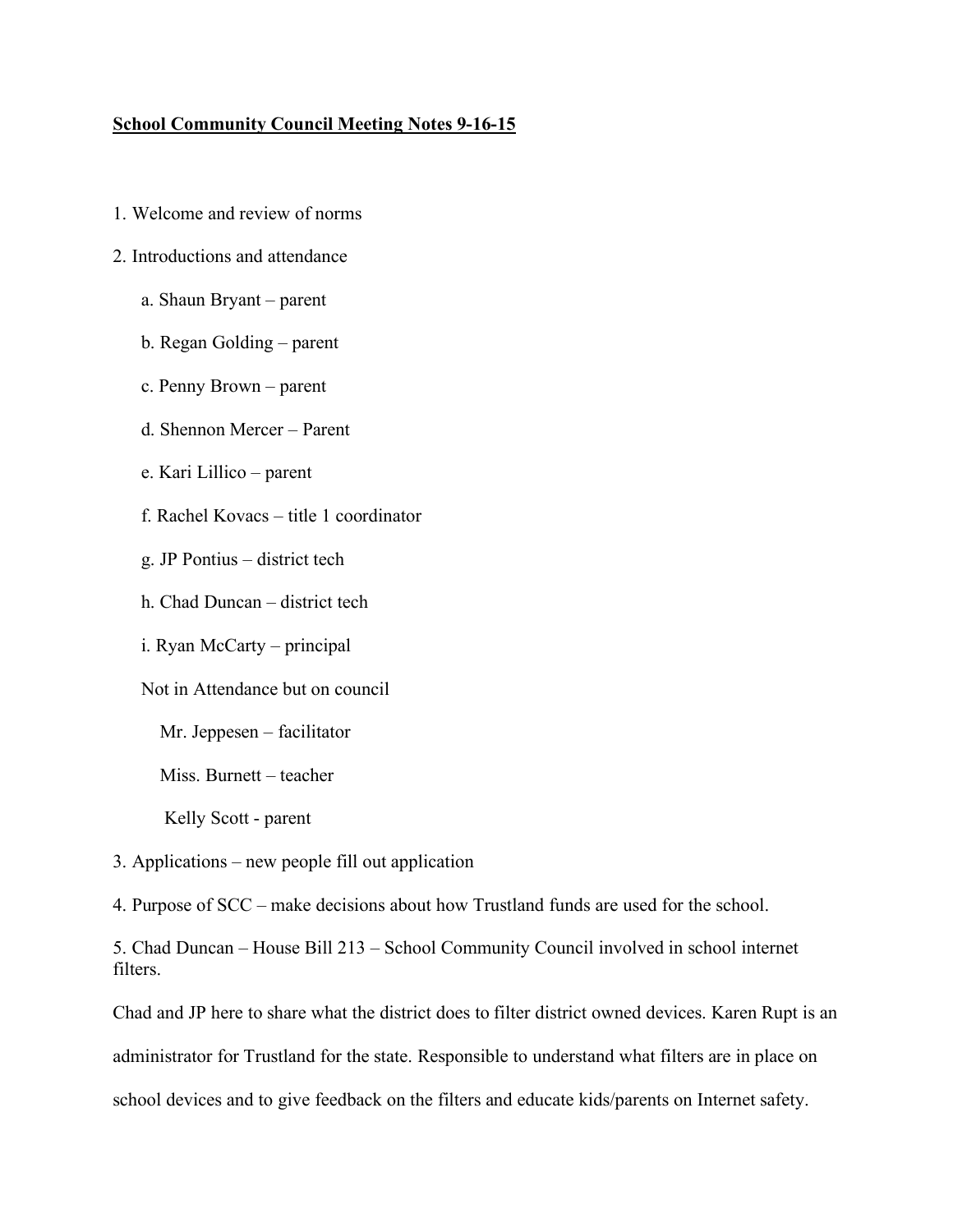**<u>School Community Council Meeting Notes 9-16-15</u>**

1. Welcome and review of norms
2. Introductions and attendance
    a. Shaun Bryant – parent
    b. Regan Golding – parent
    c. Penny Brown – parent
    d. Shennon Mercer – Parent
    e. Kari Lillico – parent
    f. Rachel Kovacs – title 1 coordinator
    g. JP Pontius – district tech
    h. Chad Duncan – district tech
    i. Ryan McCarty – principal

    Not in Attendance but on council

    Mr. Jeppesen – facilitator

    Miss. Burnett – teacher

    Kelly Scott - parent
3. Applications – new people fill out application
4. Purpose of SCC – make decisions about how Trustland funds are used for the school.
5. Chad Duncan – House Bill 213 – School Community Council involved in school internet filters.

Chad and JP here to share what the district does to filter district owned devices. Karen Rupt is an administrator for Trustland for the state. Responsible to understand what filters are in place on school devices and to give feedback on the filters and educate kids/parents on Internet safety.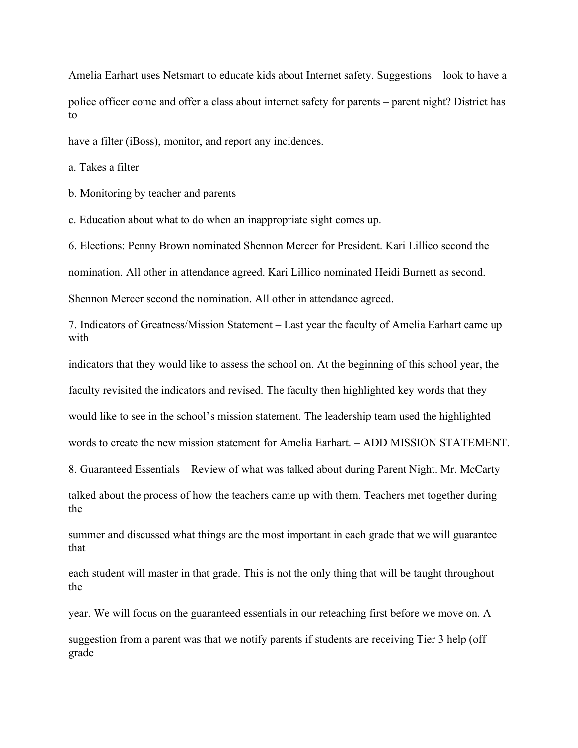Amelia Earhart uses Netsmart to educate kids about Internet safety. Suggestions – look to have a police officer come and offer a class about internet safety for parents – parent night? District has to have a filter (iBoss), monitor, and report any incidences.

a. Takes a filter

b. Monitoring by teacher and parents

c. Education about what to do when an inappropriate sight comes up.

6. Elections: Penny Brown nominated Shennon Mercer for President. Kari Lillico second the nomination. All other in attendance agreed. Kari Lillico nominated Heidi Burnett as second. Shennon Mercer second the nomination. All other in attendance agreed.

7. Indicators of Greatness/Mission Statement – Last year the faculty of Amelia Earhart came up with indicators that they would like to assess the school on. At the beginning of this school year, the faculty revisited the indicators and revised. The faculty then highlighted key words that they would like to see in the school's mission statement. The leadership team used the highlighted words to create the new mission statement for Amelia Earhart. – ADD MISSION STATEMENT.

8. Guaranteed Essentials – Review of what was talked about during Parent Night. Mr. McCarty talked about the process of how the teachers came up with them. Teachers met together during the summer and discussed what things are the most important in each grade that we will guarantee that each student will master in that grade. This is not the only thing that will be taught throughout the year. We will focus on the guaranteed essentials in our reteaching first before we move on. A suggestion from a parent was that we notify parents if students are receiving Tier 3 help (off grade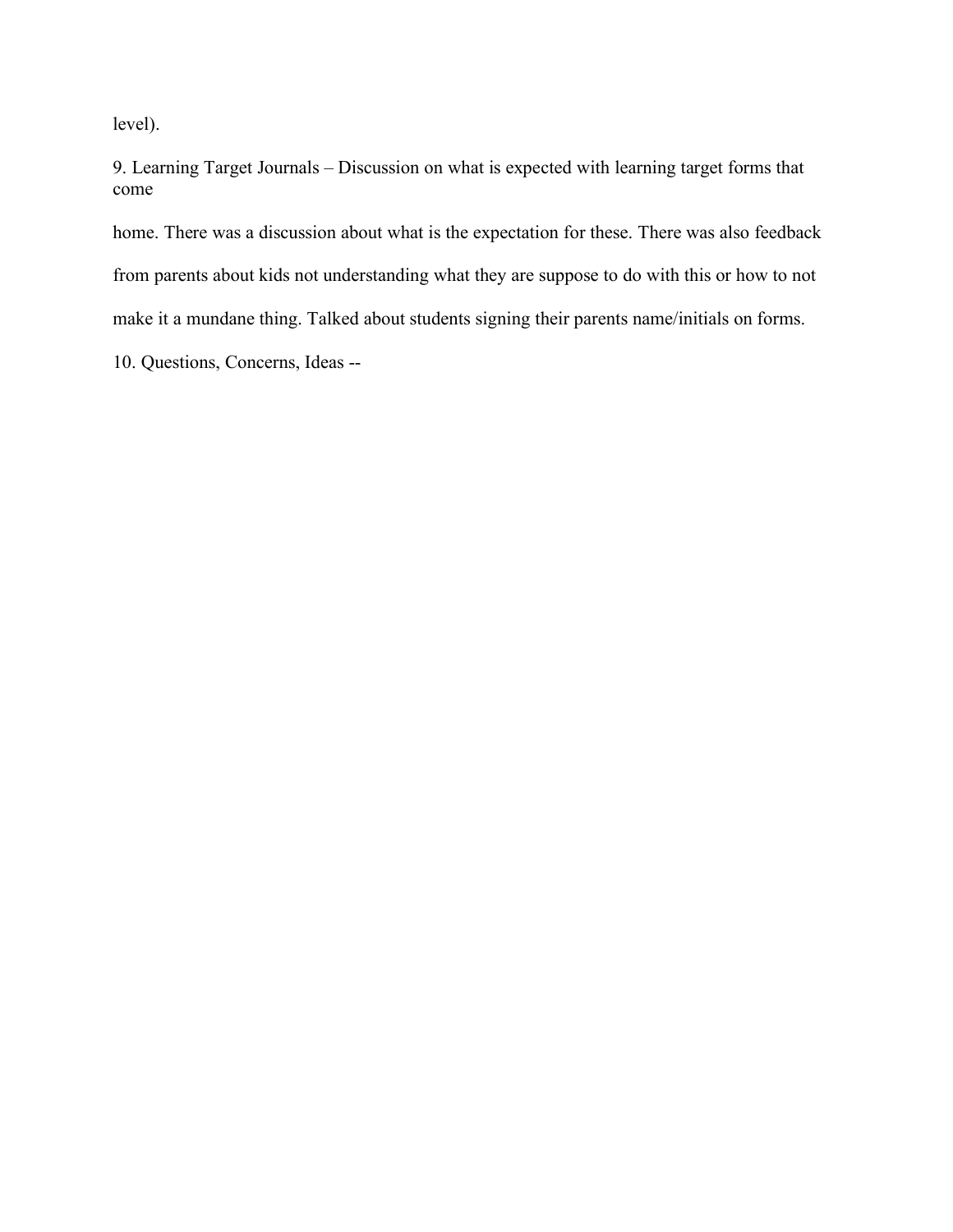level).

9. Learning Target Journals – Discussion on what is expected with learning target forms that come home. There was a discussion about what is the expectation for these. There was also feedback from parents about kids not understanding what they are suppose to do with this or how to not make it a mundane thing. Talked about students signing their parents name/initials on forms.

10. Questions, Concerns, Ideas --